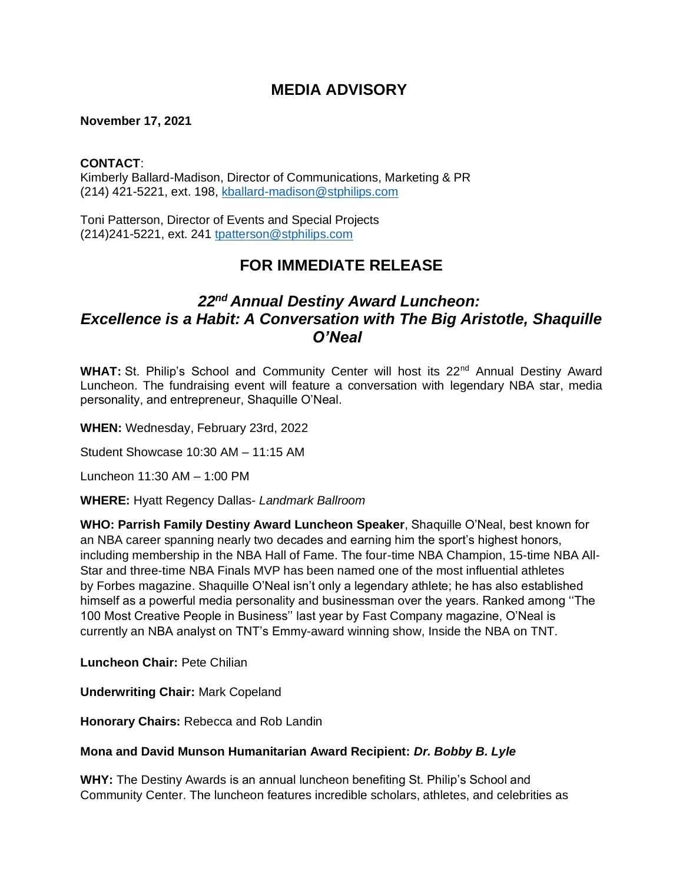# MEDIA ADVISORY

**November 17, 2021**

**CONTACT**:
Kimberly Ballard-Madison, Director of Communications, Marketing & PR
(214) 421-5221, ext. 198, kballard-madison@stphilips.com

Toni Patterson, Director of Events and Special Projects
(214)241-5221, ext. 241 tpatterson@stphilips.com

## FOR IMMEDIATE RELEASE

## *22nd Annual Destiny Award Luncheon: Excellence is a Habit: A Conversation with The Big Aristotle, Shaquille O'Neal*

**WHAT:** St. Philip's School and Community Center will host its 22nd Annual Destiny Award Luncheon. The fundraising event will feature a conversation with legendary NBA star, media personality, and entrepreneur, Shaquille O'Neal.

**WHEN:** Wednesday, February 23rd, 2022

Student Showcase 10:30 AM – 11:15 AM

Luncheon 11:30 AM – 1:00 PM

**WHERE:** Hyatt Regency Dallas- *Landmark Ballroom*

**WHO: Parrish Family Destiny Award Luncheon Speaker**, Shaquille O'Neal, best known for an NBA career spanning nearly two decades and earning him the sport's highest honors, including membership in the NBA Hall of Fame. The four-time NBA Champion, 15-time NBA All-Star and three-time NBA Finals MVP has been named one of the most influential athletes by Forbes magazine. Shaquille O'Neal isn't only a legendary athlete; he has also established himself as a powerful media personality and businessman over the years. Ranked among ''The 100 Most Creative People in Business'' last year by Fast Company magazine, O'Neal is currently an NBA analyst on TNT's Emmy-award winning show, Inside the NBA on TNT.

**Luncheon Chair:** Pete Chilian

**Underwriting Chair:** Mark Copeland

**Honorary Chairs:** Rebecca and Rob Landin

**Mona and David Munson Humanitarian Award Recipient:** ***Dr. Bobby B. Lyle***

**WHY:** The Destiny Awards is an annual luncheon benefiting St. Philip's School and Community Center. The luncheon features incredible scholars, athletes, and celebrities as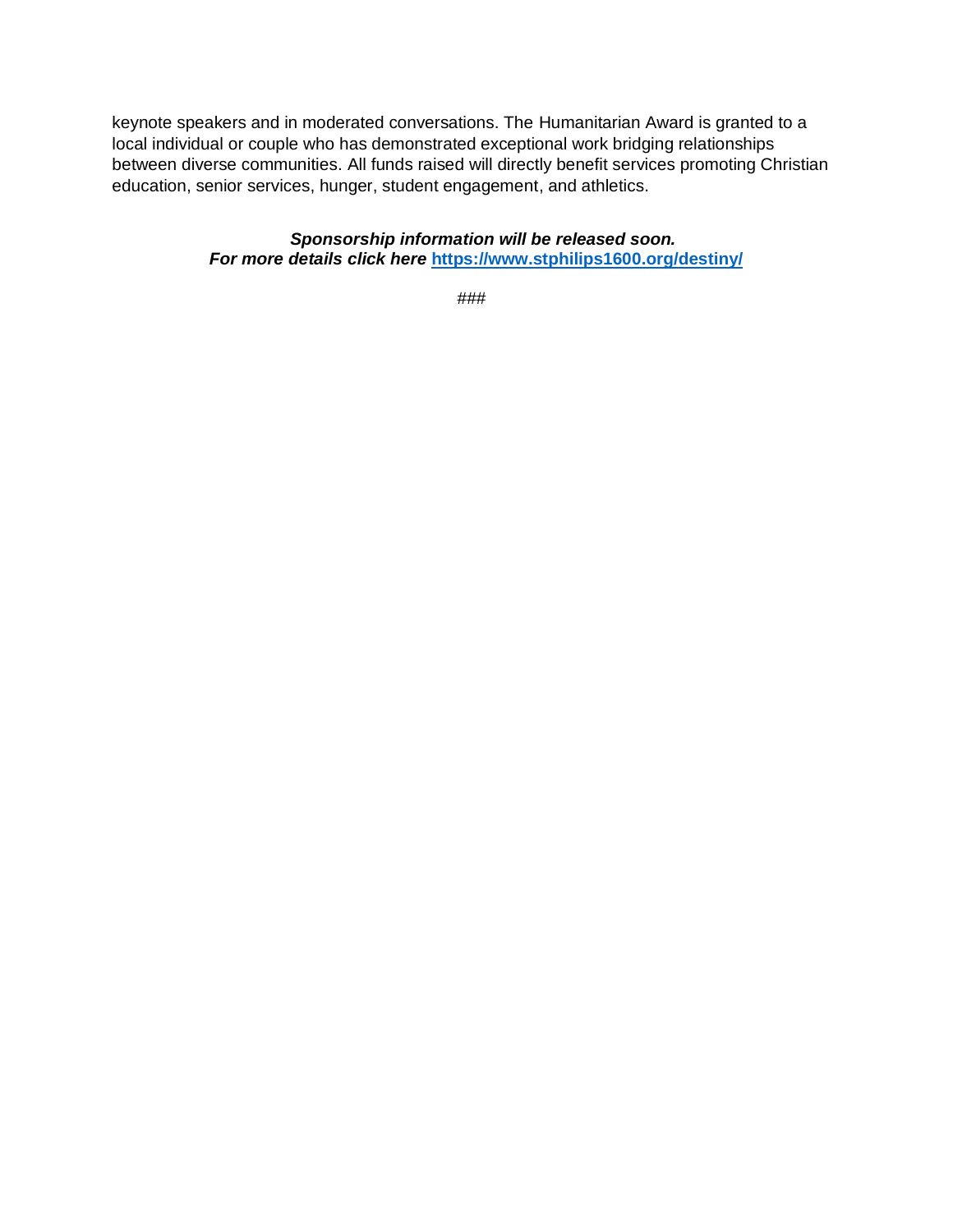keynote speakers and in moderated conversations. The Humanitarian Award is granted to a local individual or couple who has demonstrated exceptional work bridging relationships between diverse communities. All funds raised will directly benefit services promoting Christian education, senior services, hunger, student engagement, and athletics.

***Sponsorship information will be released soon.***
***For more details click here*** **https://www.stphilips1600.org/destiny/**

###